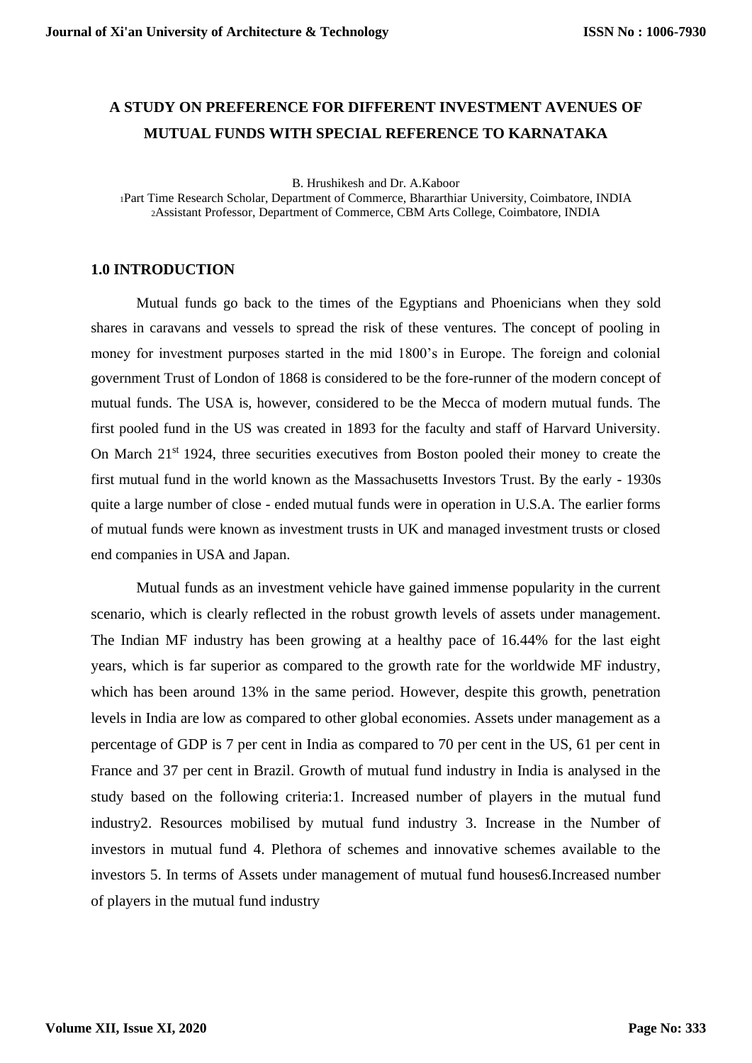# A STUDY ON PREFERENCE FOR DIFFERENT INVESTMENT AVENUES OF MUTUAL FUNDS WITH SPECIAL REFERENCE TO KARNATAKA

B. Hrushikesh and Dr. A.Kaboor

[1]Part Time Research Scholar, Department of Commerce, Bhararthiar University, Coimbatore, INDIA
[2]Assistant Professor, Department of Commerce, CBM Arts College, Coimbatore, INDIA

## 1.0 INTRODUCTION

Mutual funds go back to the times of the Egyptians and Phoenicians when they sold shares in caravans and vessels to spread the risk of these ventures. The concept of pooling in money for investment purposes started in the mid 1800's in Europe. The foreign and colonial government Trust of London of 1868 is considered to be the fore-runner of the modern concept of mutual funds. The USA is, however, considered to be the Mecca of modern mutual funds. The first pooled fund in the US was created in 1893 for the faculty and staff of Harvard University. On March 21st 1924, three securities executives from Boston pooled their money to create the first mutual fund in the world known as the Massachusetts Investors Trust. By the early - 1930s quite a large number of close - ended mutual funds were in operation in U.S.A. The earlier forms of mutual funds were known as investment trusts in UK and managed investment trusts or closed end companies in USA and Japan.

Mutual funds as an investment vehicle have gained immense popularity in the current scenario, which is clearly reflected in the robust growth levels of assets under management. The Indian MF industry has been growing at a healthy pace of 16.44% for the last eight years, which is far superior as compared to the growth rate for the worldwide MF industry, which has been around 13% in the same period. However, despite this growth, penetration levels in India are low as compared to other global economies. Assets under management as a percentage of GDP is 7 per cent in India as compared to 70 per cent in the US, 61 per cent in France and 37 per cent in Brazil. Growth of mutual fund industry in India is analysed in the study based on the following criteria:1. Increased number of players in the mutual fund industry2. Resources mobilised by mutual fund industry 3. Increase in the Number of investors in mutual fund 4. Plethora of schemes and innovative schemes available to the investors 5. In terms of Assets under management of mutual fund houses6.Increased number of players in the mutual fund industry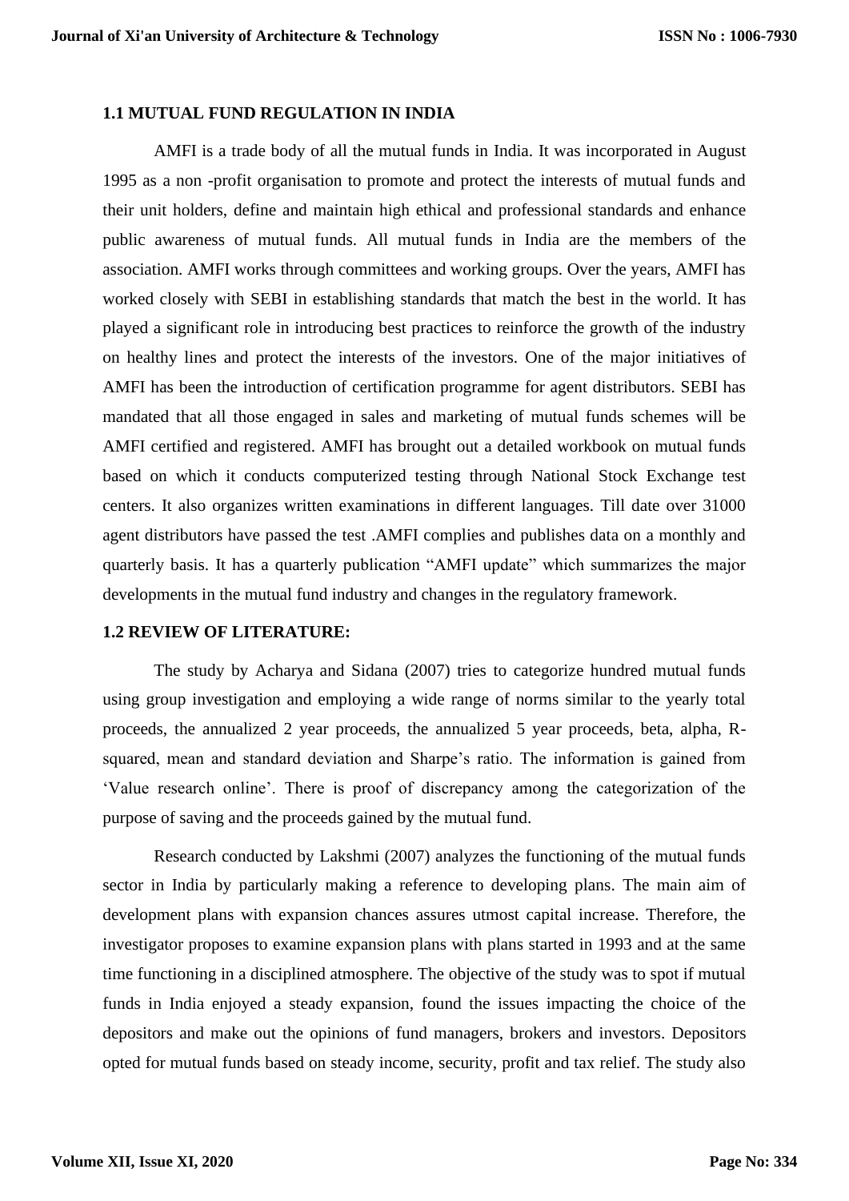## 1.1 MUTUAL FUND REGULATION IN INDIA

AMFI is a trade body of all the mutual funds in India. It was incorporated in August 1995 as a non -profit organisation to promote and protect the interests of mutual funds and their unit holders, define and maintain high ethical and professional standards and enhance public awareness of mutual funds. All mutual funds in India are the members of the association. AMFI works through committees and working groups. Over the years, AMFI has worked closely with SEBI in establishing standards that match the best in the world. It has played a significant role in introducing best practices to reinforce the growth of the industry on healthy lines and protect the interests of the investors. One of the major initiatives of AMFI has been the introduction of certification programme for agent distributors. SEBI has mandated that all those engaged in sales and marketing of mutual funds schemes will be AMFI certified and registered. AMFI has brought out a detailed workbook on mutual funds based on which it conducts computerized testing through National Stock Exchange test centers. It also organizes written examinations in different languages. Till date over 31000 agent distributors have passed the test .AMFI complies and publishes data on a monthly and quarterly basis. It has a quarterly publication "AMFI update" which summarizes the major developments in the mutual fund industry and changes in the regulatory framework.

## 1.2 REVIEW OF LITERATURE:

The study by Acharya and Sidana (2007) tries to categorize hundred mutual funds using group investigation and employing a wide range of norms similar to the yearly total proceeds, the annualized 2 year proceeds, the annualized 5 year proceeds, beta, alpha, R-squared, mean and standard deviation and Sharpe's ratio. The information is gained from 'Value research online'. There is proof of discrepancy among the categorization of the purpose of saving and the proceeds gained by the mutual fund.

Research conducted by Lakshmi (2007) analyzes the functioning of the mutual funds sector in India by particularly making a reference to developing plans. The main aim of development plans with expansion chances assures utmost capital increase. Therefore, the investigator proposes to examine expansion plans with plans started in 1993 and at the same time functioning in a disciplined atmosphere. The objective of the study was to spot if mutual funds in India enjoyed a steady expansion, found the issues impacting the choice of the depositors and make out the opinions of fund managers, brokers and investors. Depositors opted for mutual funds based on steady income, security, profit and tax relief. The study also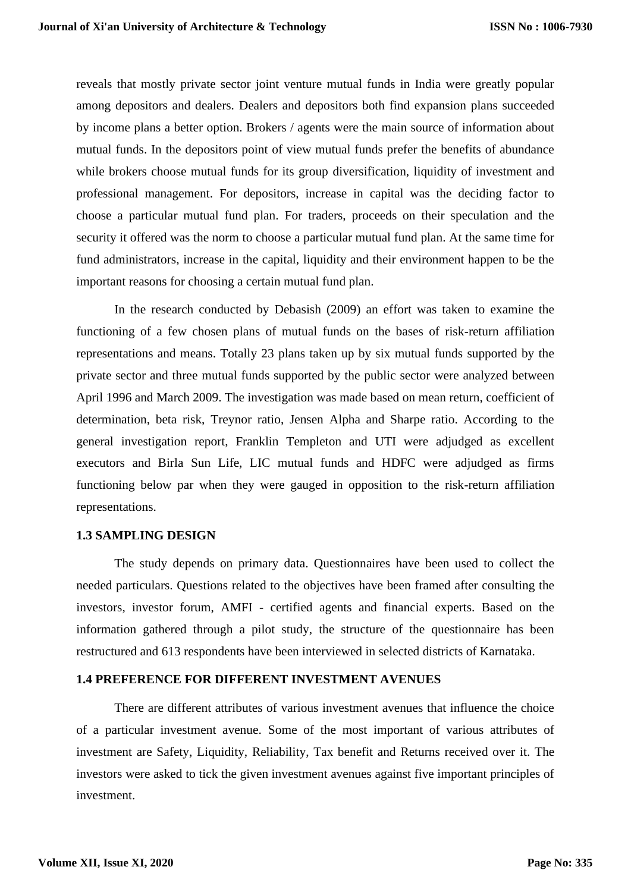reveals that mostly private sector joint venture mutual funds in India were greatly popular among depositors and dealers. Dealers and depositors both find expansion plans succeeded by income plans a better option. Brokers / agents were the main source of information about mutual funds. In the depositors point of view mutual funds prefer the benefits of abundance while brokers choose mutual funds for its group diversification, liquidity of investment and professional management. For depositors, increase in capital was the deciding factor to choose a particular mutual fund plan. For traders, proceeds on their speculation and the security it offered was the norm to choose a particular mutual fund plan. At the same time for fund administrators, increase in the capital, liquidity and their environment happen to be the important reasons for choosing a certain mutual fund plan.

In the research conducted by Debasish (2009) an effort was taken to examine the functioning of a few chosen plans of mutual funds on the bases of risk-return affiliation representations and means. Totally 23 plans taken up by six mutual funds supported by the private sector and three mutual funds supported by the public sector were analyzed between April 1996 and March 2009. The investigation was made based on mean return, coefficient of determination, beta risk, Treynor ratio, Jensen Alpha and Sharpe ratio. According to the general investigation report, Franklin Templeton and UTI were adjudged as excellent executors and Birla Sun Life, LIC mutual funds and HDFC were adjudged as firms functioning below par when they were gauged in opposition to the risk-return affiliation representations.

## 1.3 SAMPLING DESIGN

The study depends on primary data. Questionnaires have been used to collect the needed particulars. Questions related to the objectives have been framed after consulting the investors, investor forum, AMFI - certified agents and financial experts. Based on the information gathered through a pilot study, the structure of the questionnaire has been restructured and 613 respondents have been interviewed in selected districts of Karnataka.

## 1.4 PREFERENCE FOR DIFFERENT INVESTMENT AVENUES

There are different attributes of various investment avenues that influence the choice of a particular investment avenue. Some of the most important of various attributes of investment are Safety, Liquidity, Reliability, Tax benefit and Returns received over it. The investors were asked to tick the given investment avenues against five important principles of investment.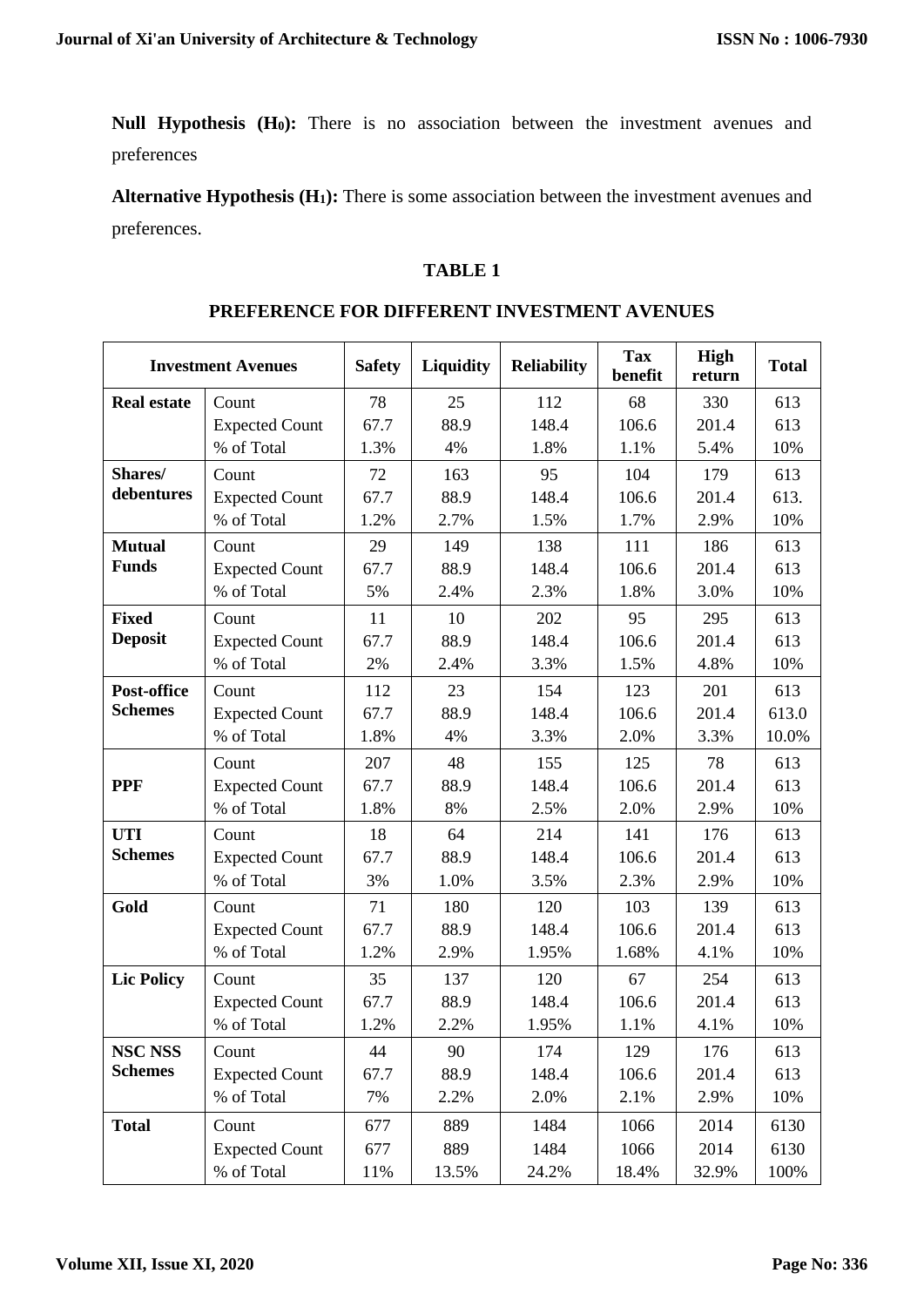**Null Hypothesis ($H_0$):** There is no association between the investment avenues and preferences

**Alternative Hypothesis ($H_1$):** There is some association between the investment avenues and preferences.

**TABLE 1**

**PREFERENCE FOR DIFFERENT INVESTMENT AVENUES**

| Investment Avenues | | Safety | Liquidity | Reliability | Tax benefit | High return | Total |
|---|---|---|---|---|---|---|---|
| **Real estate** | Count | 78 | 25 | 112 | 68 | 330 | 613 |
| | Expected Count | 67.7 | 88.9 | 148.4 | 106.6 | 201.4 | 613 |
| | % of Total | 1.3% | 4% | 1.8% | 1.1% | 5.4% | 10% |
| **Shares/ debentures** | Count | 72 | 163 | 95 | 104 | 179 | 613 |
| | Expected Count | 67.7 | 88.9 | 148.4 | 106.6 | 201.4 | 613. |
| | % of Total | 1.2% | 2.7% | 1.5% | 1.7% | 2.9% | 10% |
| **Mutual Funds** | Count | 29 | 149 | 138 | 111 | 186 | 613 |
| | Expected Count | 67.7 | 88.9 | 148.4 | 106.6 | 201.4 | 613 |
| | % of Total | 5% | 2.4% | 2.3% | 1.8% | 3.0% | 10% |
| **Fixed Deposit** | Count | 11 | 10 | 202 | 95 | 295 | 613 |
| | Expected Count | 67.7 | 88.9 | 148.4 | 106.6 | 201.4 | 613 |
| | % of Total | 2% | 2.4% | 3.3% | 1.5% | 4.8% | 10% |
| **Post-office Schemes** | Count | 112 | 23 | 154 | 123 | 201 | 613 |
| | Expected Count | 67.7 | 88.9 | 148.4 | 106.6 | 201.4 | 613.0 |
| | % of Total | 1.8% | 4% | 3.3% | 2.0% | 3.3% | 10.0% |
| **PPF** | Count | 207 | 48 | 155 | 125 | 78 | 613 |
| | Expected Count | 67.7 | 88.9 | 148.4 | 106.6 | 201.4 | 613 |
| | % of Total | 1.8% | 8% | 2.5% | 2.0% | 2.9% | 10% |
| **UTI Schemes** | Count | 18 | 64 | 214 | 141 | 176 | 613 |
| | Expected Count | 67.7 | 88.9 | 148.4 | 106.6 | 201.4 | 613 |
| | % of Total | 3% | 1.0% | 3.5% | 2.3% | 2.9% | 10% |
| **Gold** | Count | 71 | 180 | 120 | 103 | 139 | 613 |
| | Expected Count | 67.7 | 88.9 | 148.4 | 106.6 | 201.4 | 613 |
| | % of Total | 1.2% | 2.9% | 1.95% | 1.68% | 4.1% | 10% |
| **Lic Policy** | Count | 35 | 137 | 120 | 67 | 254 | 613 |
| | Expected Count | 67.7 | 88.9 | 148.4 | 106.6 | 201.4 | 613 |
| | % of Total | 1.2% | 2.2% | 1.95% | 1.1% | 4.1% | 10% |
| **NSC NSS Schemes** | Count | 44 | 90 | 174 | 129 | 176 | 613 |
| | Expected Count | 67.7 | 88.9 | 148.4 | 106.6 | 201.4 | 613 |
| | % of Total | 7% | 2.2% | 2.0% | 2.1% | 2.9% | 10% |
| **Total** | Count | 677 | 889 | 1484 | 1066 | 2014 | 6130 |
| | Expected Count | 677 | 889 | 1484 | 1066 | 2014 | 6130 |
| | % of Total | 11% | 13.5% | 24.2% | 18.4% | 32.9% | 100% |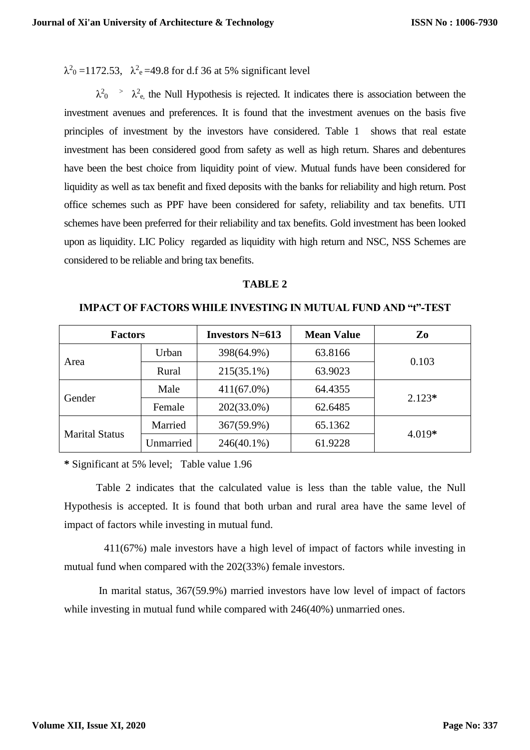$\lambda^2_0$ =1172.53, $\lambda^2_e$ =49.8 for d.f 36 at 5% significant level

$\lambda^2_0$ > $\lambda^2_e$, the Null Hypothesis is rejected. It indicates there is association between the investment avenues and preferences. It is found that the investment avenues on the basis five principles of investment by the investors have considered. Table 1 shows that real estate investment has been considered good from safety as well as high return. Shares and debentures have been the best choice from liquidity point of view. Mutual funds have been considered for liquidity as well as tax benefit and fixed deposits with the banks for reliability and high return. Post office schemes such as PPF have been considered for safety, reliability and tax benefits. UTI schemes have been preferred for their reliability and tax benefits. Gold investment has been looked upon as liquidity. LIC Policy regarded as liquidity with high return and NSC, NSS Schemes are considered to be reliable and bring tax benefits.

**TABLE 2**

**IMPACT OF FACTORS WHILE INVESTING IN MUTUAL FUND AND "t"-TEST**

| Factors | | Investors N=613 | Mean Value | Zo |
|---|---|---|---|---|
| Area | Urban | 398(64.9%) | 63.8166 | 0.103 |
| | Rural | 215(35.1%) | 63.9023 | |
| Gender | Male | 411(67.0%) | 64.4355 | 2.123* |
| | Female | 202(33.0%) | 62.6485 | |
| Marital Status | Married | 367(59.9%) | 65.1362 | 4.019* |
| | Unmarried | 246(40.1%) | 61.9228 | |

**\*** Significant at 5% level; Table value 1.96

Table 2 indicates that the calculated value is less than the table value, the Null Hypothesis is accepted. It is found that both urban and rural area have the same level of impact of factors while investing in mutual fund.

411(67%) male investors have a high level of impact of factors while investing in mutual fund when compared with the 202(33%) female investors.

In marital status, 367(59.9%) married investors have low level of impact of factors while investing in mutual fund while compared with 246(40%) unmarried ones.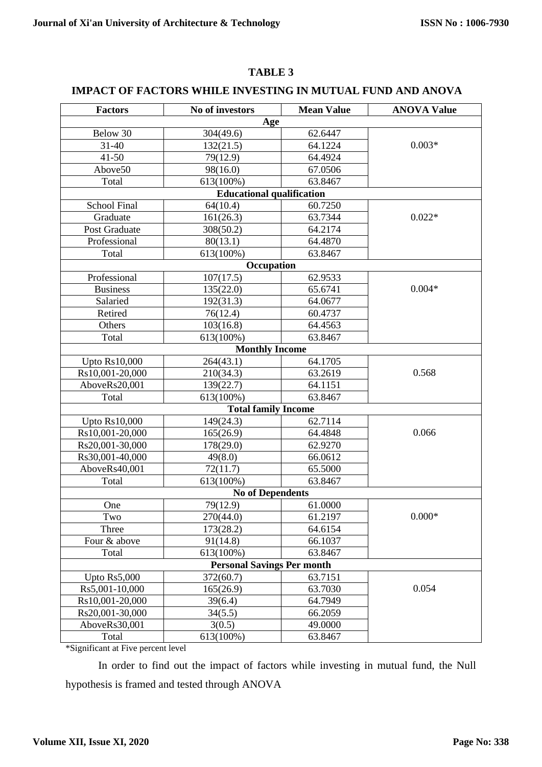## TABLE 3

## IMPACT OF FACTORS WHILE INVESTING IN MUTUAL FUND AND ANOVA

| Factors | No of investors | Mean Value | ANOVA Value |
|---|---|---|---|
| **Age** | | | |
| Below 30 | 304(49.6) | 62.6447 | 0.003* |
| 31-40 | 132(21.5) | 64.1224 | |
| 41-50 | 79(12.9) | 64.4924 | |
| Above50 | 98(16.0) | 67.0506 | |
| Total | 613(100%) | 63.8467 | |
| **Educational qualification** | | | |
| School Final | 64(10.4) | 60.7250 | 0.022* |
| Graduate | 161(26.3) | 63.7344 | |
| Post Graduate | 308(50.2) | 64.2174 | |
| Professional | 80(13.1) | 64.4870 | |
| Total | 613(100%) | 63.8467 | |
| **Occupation** | | | |
| Professional | 107(17.5) | 62.9533 | 0.004* |
| Business | 135(22.0) | 65.6741 | |
| Salaried | 192(31.3) | 64.0677 | |
| Retired | 76(12.4) | 60.4737 | |
| Others | 103(16.8) | 64.4563 | |
| Total | 613(100%) | 63.8467 | |
| **Monthly Income** | | | |
| Upto Rs10,000 | 264(43.1) | 64.1705 | 0.568 |
| Rs10,001-20,000 | 210(34.3) | 63.2619 | |
| AboveRs20,001 | 139(22.7) | 64.1151 | |
| Total | 613(100%) | 63.8467 | |
| **Total family Income** | | | |
| Upto Rs10,000 | 149(24.3) | 62.7114 | 0.066 |
| Rs10,001-20,000 | 165(26.9) | 64.4848 | |
| Rs20,001-30,000 | 178(29.0) | 62.9270 | |
| Rs30,001-40,000 | 49(8.0) | 66.0612 | |
| AboveRs40,001 | 72(11.7) | 65.5000 | |
| Total | 613(100%) | 63.8467 | |
| **No of Dependents** | | | |
| One | 79(12.9) | 61.0000 | 0.000* |
| Two | 270(44.0) | 61.2197 | |
| Three | 173(28.2) | 64.6154 | |
| Four & above | 91(14.8) | 66.1037 | |
| Total | 613(100%) | 63.8467 | |
| **Personal Savings Per month** | | | |
| Upto Rs5,000 | 372(60.7) | 63.7151 | 0.054 |
| Rs5,001-10,000 | 165(26.9) | 63.7030 | |
| Rs10,001-20,000 | 39(6.4) | 64.7949 | |
| Rs20,001-30,000 | 34(5.5) | 66.2059 | |
| AboveRs30,001 | 3(0.5) | 49.0000 | |
| Total | 613(100%) | 63.8467 | |

*Significant at Five percent level

In order to find out the impact of factors while investing in mutual fund, the Null hypothesis is framed and tested through ANOVA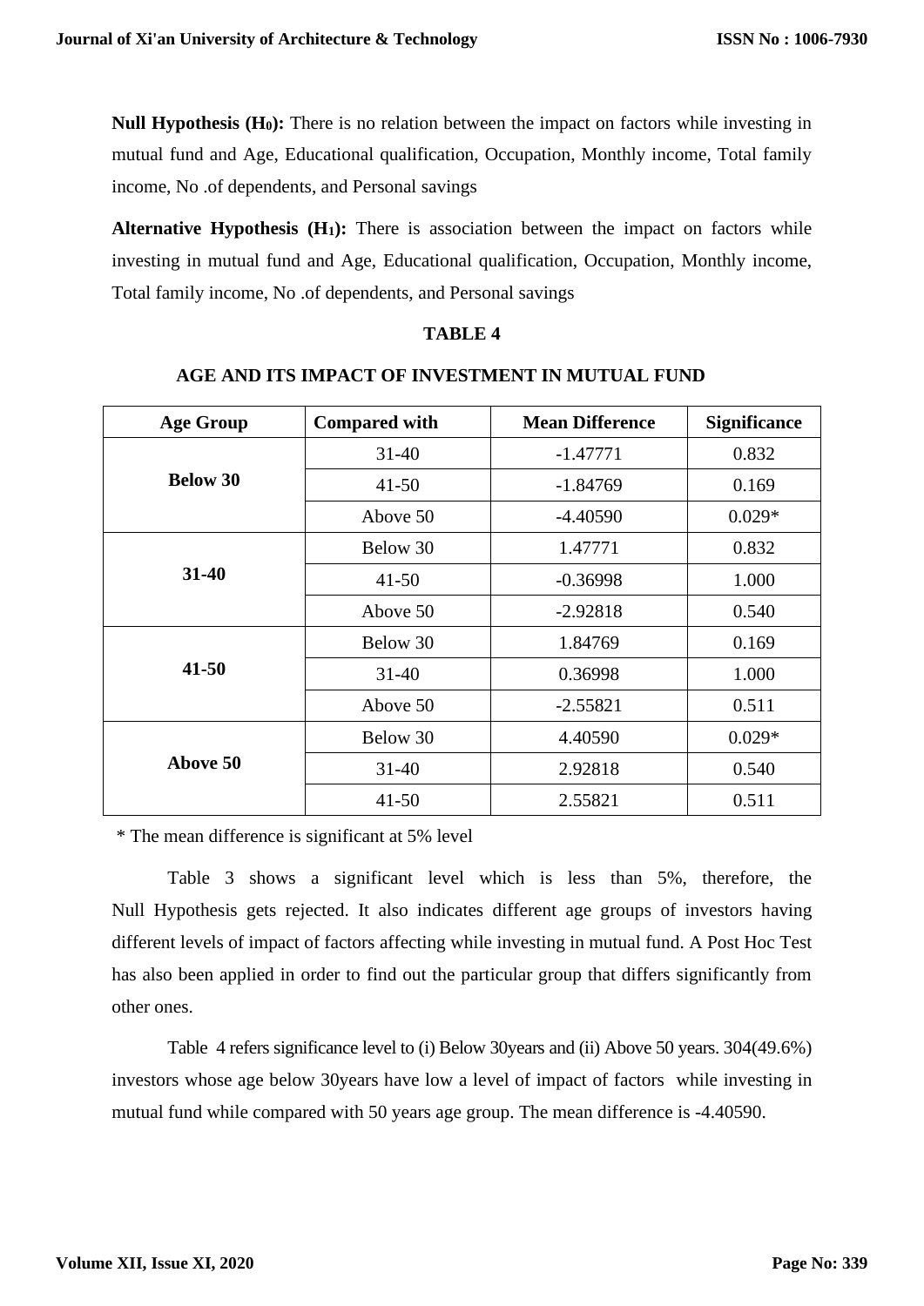**Null Hypothesis ($H_0$):** There is no relation between the impact on factors while investing in mutual fund and Age, Educational qualification, Occupation, Monthly income, Total family income, No .of dependents, and Personal savings

**Alternative Hypothesis ($H_1$):** There is association between the impact on factors while investing in mutual fund and Age, Educational qualification, Occupation, Monthly income, Total family income, No .of dependents, and Personal savings

**TABLE 4**

**AGE AND ITS IMPACT OF INVESTMENT IN MUTUAL FUND**

| Age Group | Compared with | Mean Difference | Significance |
|---|---|---|---|
| **Below 30** | 31-40 | -1.47771 | 0.832 |
| | 41-50 | -1.84769 | 0.169 |
| | Above 50 | -4.40590 | 0.029* |
| **31-40** | Below 30 | 1.47771 | 0.832 |
| | 41-50 | -0.36998 | 1.000 |
| | Above 50 | -2.92818 | 0.540 |
| **41-50** | Below 30 | 1.84769 | 0.169 |
| | 31-40 | 0.36998 | 1.000 |
| | Above 50 | -2.55821 | 0.511 |
| **Above 50** | Below 30 | 4.40590 | 0.029* |
| | 31-40 | 2.92818 | 0.540 |
| | 41-50 | 2.55821 | 0.511 |

* The mean difference is significant at 5% level

Table 3 shows a significant level which is less than 5%, therefore, the Null Hypothesis gets rejected. It also indicates different age groups of investors having different levels of impact of factors affecting while investing in mutual fund. A Post Hoc Test has also been applied in order to find out the particular group that differs significantly from other ones.

Table 4 refers significance level to (i) Below 30years and (ii) Above 50 years. 304(49.6%) investors whose age below 30years have low a level of impact of factors while investing in mutual fund while compared with 50 years age group. The mean difference is -4.40590.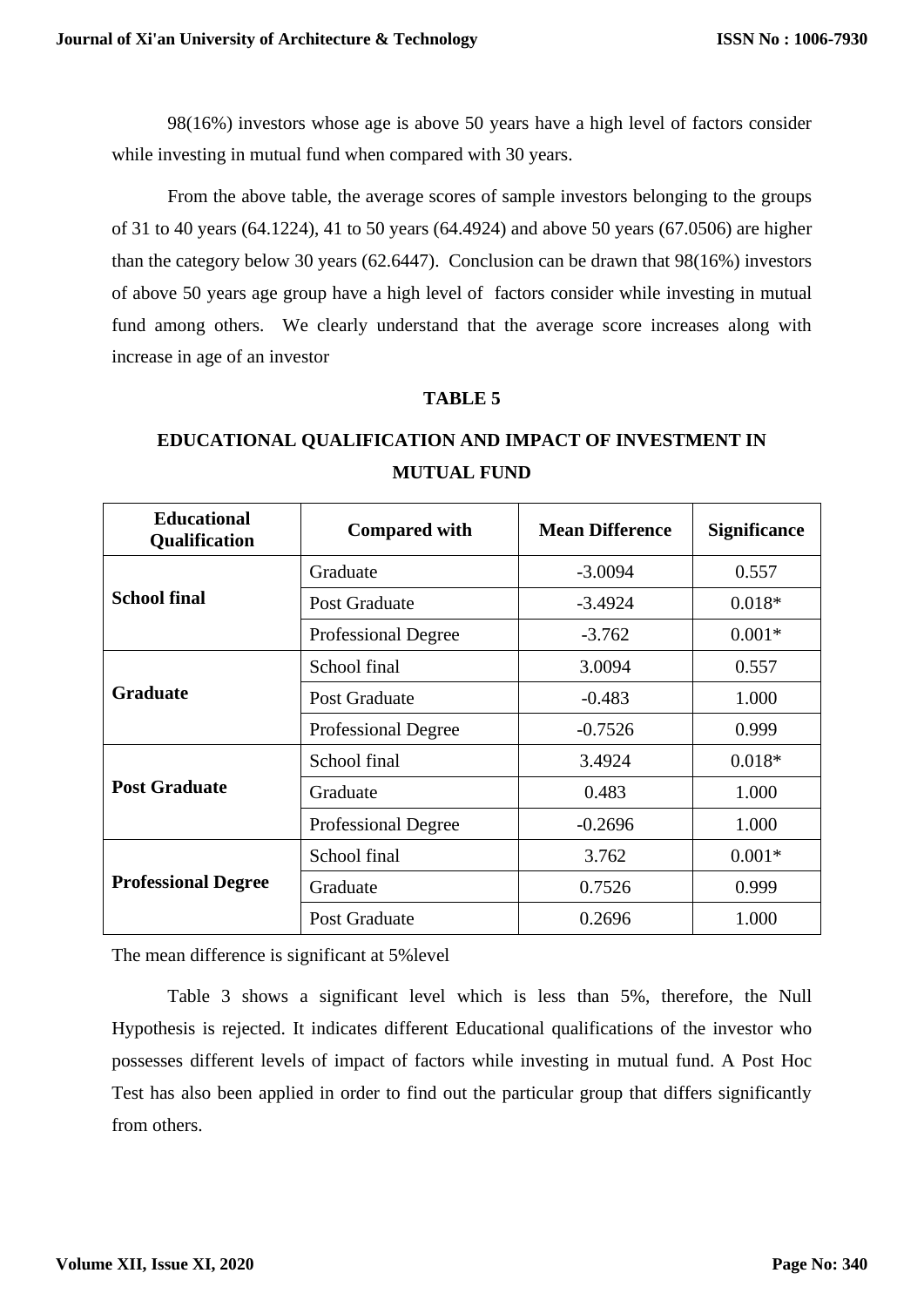98(16%) investors whose age is above 50 years have a high level of factors consider while investing in mutual fund when compared with 30 years.

From the above table, the average scores of sample investors belonging to the groups of 31 to 40 years (64.1224), 41 to 50 years (64.4924) and above 50 years (67.0506) are higher than the category below 30 years (62.6447). Conclusion can be drawn that 98(16%) investors of above 50 years age group have a high level of factors consider while investing in mutual fund among others. We clearly understand that the average score increases along with increase in age of an investor

**TABLE 5**

**EDUCATIONAL QUALIFICATION AND IMPACT OF INVESTMENT IN MUTUAL FUND**

| Educational Qualification | Compared with | Mean Difference | Significance |
|---|---|---|---|
| **School final** | Graduate | -3.0094 | 0.557 |
| | Post Graduate | -3.4924 | 0.018* |
| | Professional Degree | -3.762 | 0.001* |
| **Graduate** | School final | 3.0094 | 0.557 |
| | Post Graduate | -0.483 | 1.000 |
| | Professional Degree | -0.7526 | 0.999 |
| **Post Graduate** | School final | 3.4924 | 0.018* |
| | Graduate | 0.483 | 1.000 |
| | Professional Degree | -0.2696 | 1.000 |
| **Professional Degree** | School final | 3.762 | 0.001* |
| | Graduate | 0.7526 | 0.999 |
| | Post Graduate | 0.2696 | 1.000 |

The mean difference is significant at 5%level

Table 3 shows a significant level which is less than 5%, therefore, the Null Hypothesis is rejected. It indicates different Educational qualifications of the investor who possesses different levels of impact of factors while investing in mutual fund. A Post Hoc Test has also been applied in order to find out the particular group that differs significantly from others.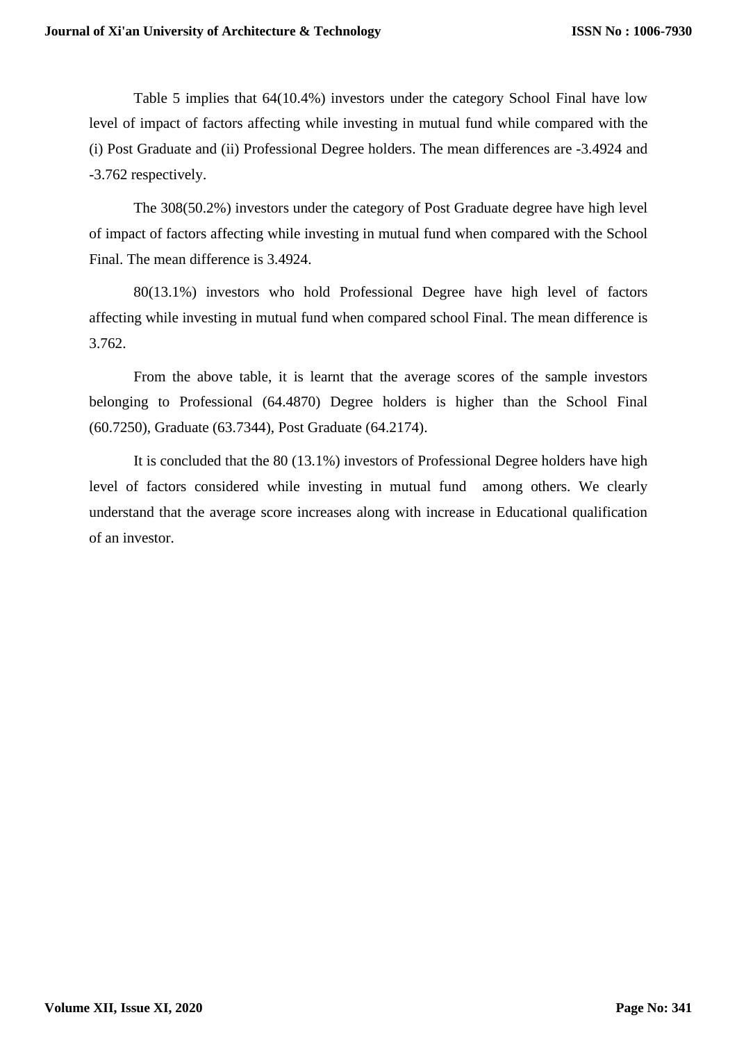Table 5 implies that 64(10.4%) investors under the category School Final have low level of impact of factors affecting while investing in mutual fund while compared with the (i) Post Graduate and (ii) Professional Degree holders. The mean differences are -3.4924 and -3.762 respectively.

The 308(50.2%) investors under the category of Post Graduate degree have high level of impact of factors affecting while investing in mutual fund when compared with the School Final. The mean difference is 3.4924.

80(13.1%) investors who hold Professional Degree have high level of factors affecting while investing in mutual fund when compared school Final. The mean difference is 3.762.

From the above table, it is learnt that the average scores of the sample investors belonging to Professional (64.4870) Degree holders is higher than the School Final (60.7250), Graduate (63.7344), Post Graduate (64.2174).

It is concluded that the 80 (13.1%) investors of Professional Degree holders have high level of factors considered while investing in mutual fund among others. We clearly understand that the average score increases along with increase in Educational qualification of an investor.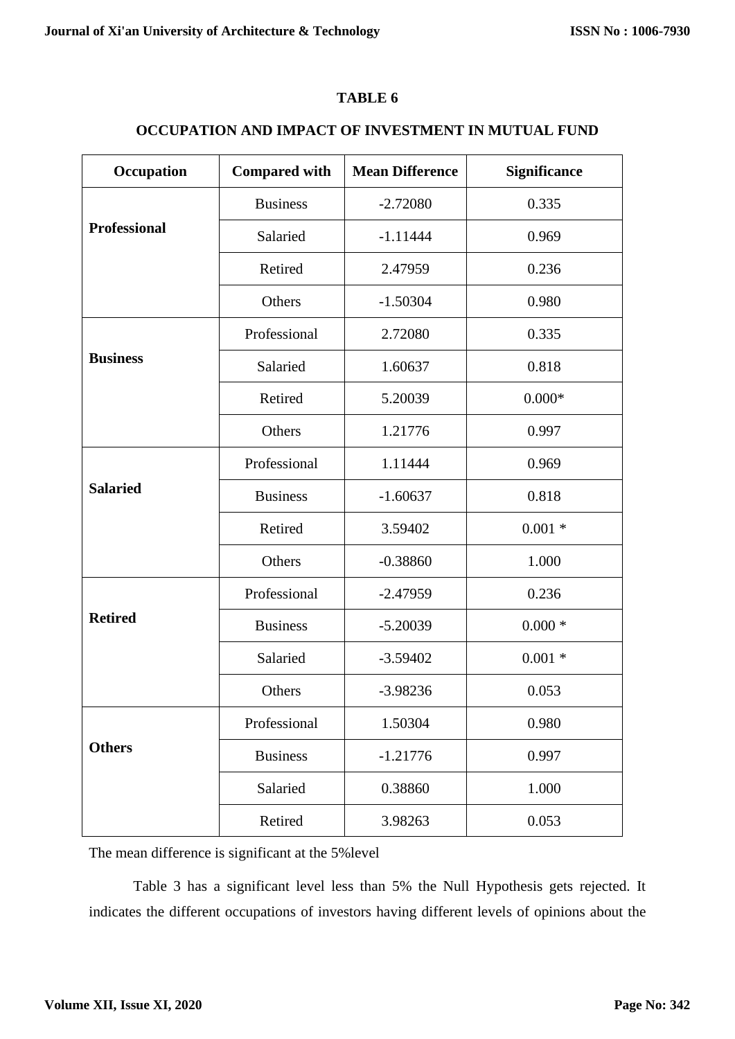**TABLE 6**

**OCCUPATION AND IMPACT OF INVESTMENT IN MUTUAL FUND**

| Occupation | Compared with | Mean Difference | Significance |
|---|---|---|---|
| **Professional** | Business | -2.72080 | 0.335 |
| | Salaried | -1.11444 | 0.969 |
| | Retired | 2.47959 | 0.236 |
| | Others | -1.50304 | 0.980 |
| **Business** | Professional | 2.72080 | 0.335 |
| | Salaried | 1.60637 | 0.818 |
| | Retired | 5.20039 | 0.000* |
| | Others | 1.21776 | 0.997 |
| **Salaried** | Professional | 1.11444 | 0.969 |
| | Business | -1.60637 | 0.818 |
| | Retired | 3.59402 | 0.001 * |
| | Others | -0.38860 | 1.000 |
| **Retired** | Professional | -2.47959 | 0.236 |
| | Business | -5.20039 | 0.000 * |
| | Salaried | -3.59402 | 0.001 * |
| | Others | -3.98236 | 0.053 |
| **Others** | Professional | 1.50304 | 0.980 |
| | Business | -1.21776 | 0.997 |
| | Salaried | 0.38860 | 1.000 |
| | Retired | 3.98263 | 0.053 |

The mean difference is significant at the 5%level

Table 3 has a significant level less than 5% the Null Hypothesis gets rejected. It indicates the different occupations of investors having different levels of opinions about the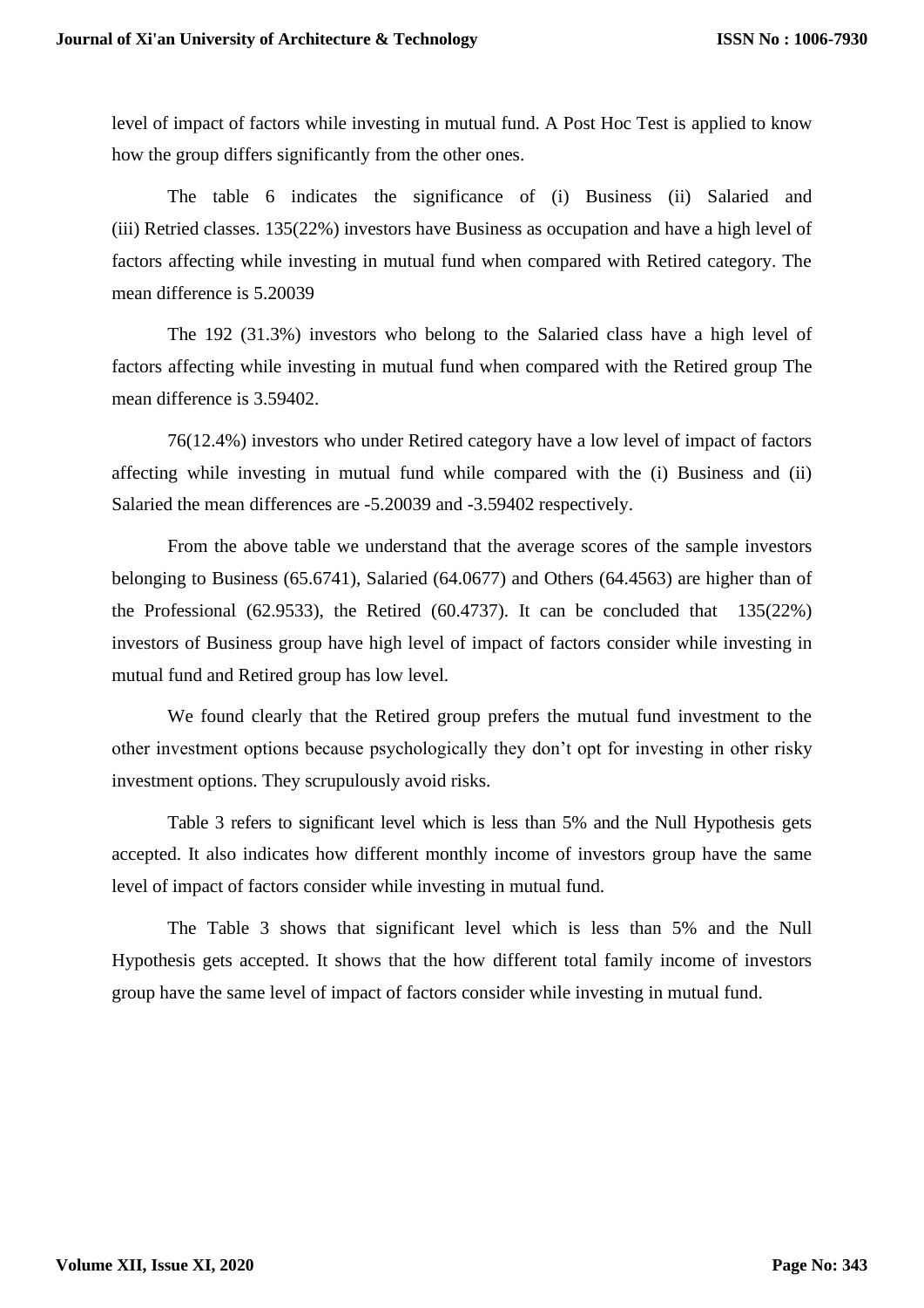level of impact of factors while investing in mutual fund. A Post Hoc Test is applied to know how the group differs significantly from the other ones.

The table 6 indicates the significance of (i) Business (ii) Salaried and (iii) Retried classes. 135(22%) investors have Business as occupation and have a high level of factors affecting while investing in mutual fund when compared with Retired category. The mean difference is 5.20039

The 192 (31.3%) investors who belong to the Salaried class have a high level of factors affecting while investing in mutual fund when compared with the Retired group The mean difference is 3.59402.

76(12.4%) investors who under Retired category have a low level of impact of factors affecting while investing in mutual fund while compared with the (i) Business and (ii) Salaried the mean differences are -5.20039 and -3.59402 respectively.

From the above table we understand that the average scores of the sample investors belonging to Business (65.6741), Salaried (64.0677) and Others (64.4563) are higher than of the Professional (62.9533), the Retired (60.4737). It can be concluded that 135(22%) investors of Business group have high level of impact of factors consider while investing in mutual fund and Retired group has low level.

We found clearly that the Retired group prefers the mutual fund investment to the other investment options because psychologically they don't opt for investing in other risky investment options. They scrupulously avoid risks.

Table 3 refers to significant level which is less than 5% and the Null Hypothesis gets accepted. It also indicates how different monthly income of investors group have the same level of impact of factors consider while investing in mutual fund.

The Table 3 shows that significant level which is less than 5% and the Null Hypothesis gets accepted. It shows that the how different total family income of investors group have the same level of impact of factors consider while investing in mutual fund.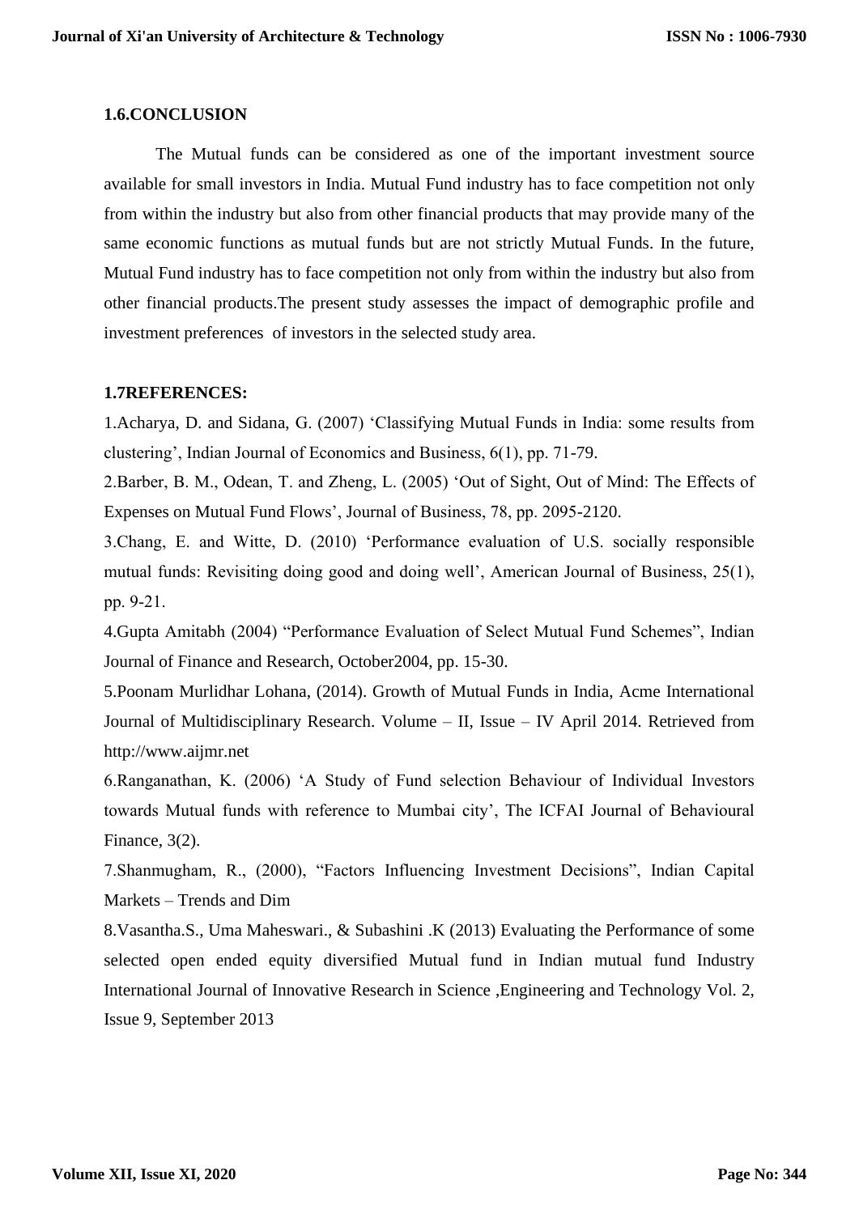## 1.6.CONCLUSION

The Mutual funds can be considered as one of the important investment source available for small investors in India. Mutual Fund industry has to face competition not only from within the industry but also from other financial products that may provide many of the same economic functions as mutual funds but are not strictly Mutual Funds. In the future, Mutual Fund industry has to face competition not only from within the industry but also from other financial products.The present study assesses the impact of demographic profile and investment preferences of investors in the selected study area.

## 1.7REFERENCES:

1.Acharya, D. and Sidana, G. (2007) 'Classifying Mutual Funds in India: some results from clustering', Indian Journal of Economics and Business, 6(1), pp. 71-79.

2.Barber, B. M., Odean, T. and Zheng, L. (2005) 'Out of Sight, Out of Mind: The Effects of Expenses on Mutual Fund Flows', Journal of Business, 78, pp. 2095-2120.

3.Chang, E. and Witte, D. (2010) 'Performance evaluation of U.S. socially responsible mutual funds: Revisiting doing good and doing well', American Journal of Business, 25(1), pp. 9-21.

4.Gupta Amitabh (2004) "Performance Evaluation of Select Mutual Fund Schemes", Indian Journal of Finance and Research, October2004, pp. 15-30.

5.Poonam Murlidhar Lohana, (2014). Growth of Mutual Funds in India, Acme International Journal of Multidisciplinary Research. Volume – II, Issue – IV April 2014. Retrieved from http://www.aijmr.net

6.Ranganathan, K. (2006) 'A Study of Fund selection Behaviour of Individual Investors towards Mutual funds with reference to Mumbai city', The ICFAI Journal of Behavioural Finance, 3(2).

7.Shanmugham, R., (2000), "Factors Influencing Investment Decisions", Indian Capital Markets – Trends and Dim

8.Vasantha.S., Uma Maheswari., & Subashini .K (2013) Evaluating the Performance of some selected open ended equity diversified Mutual fund in Indian mutual fund Industry International Journal of Innovative Research in Science ,Engineering and Technology Vol. 2, Issue 9, September 2013